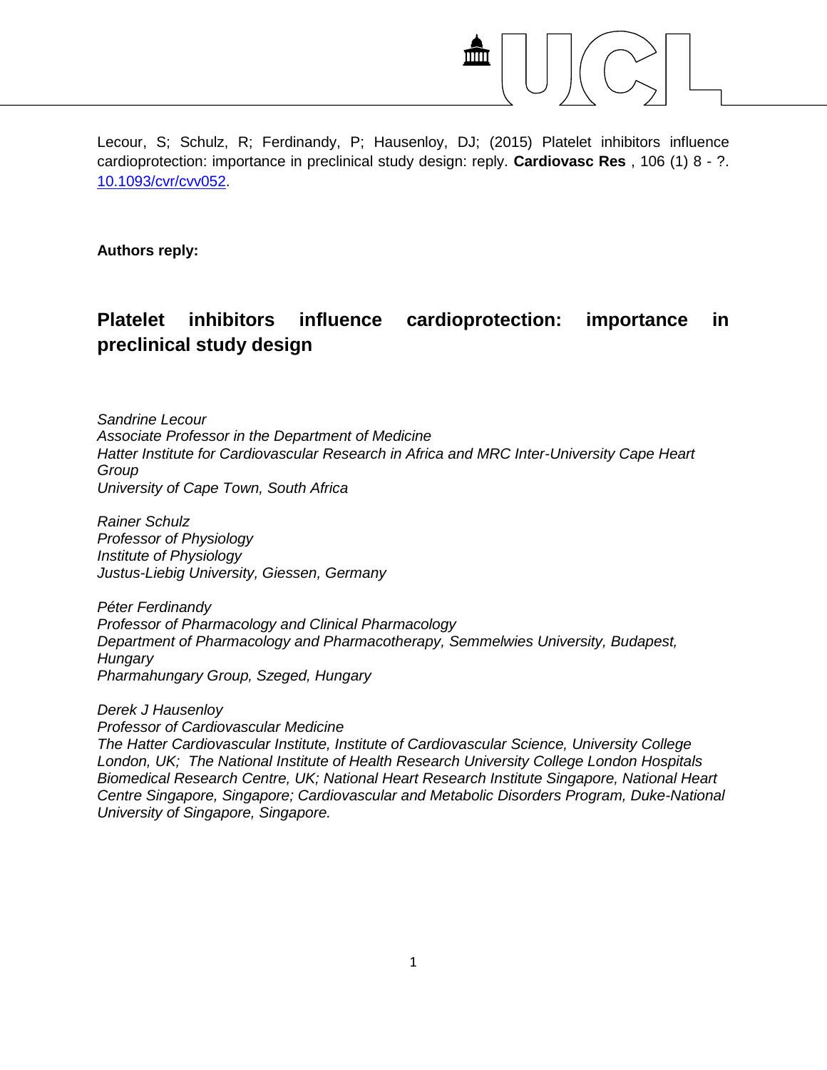Lecour, S; Schulz, R; Ferdinandy, P; Hausenloy, DJ; (2015) Platelet inhibitors influence cardioprotection: importance in preclinical study design: reply. **Cardiovasc Res** , 106 (1) 8 - ?. [10.1093/cvr/cvv052](10.1093/cvr/cvv052).

**Authors reply:**

# Platelet inhibitors influence cardioprotection: importance in preclinical study design

*Sandrine Lecour*
*Associate Professor in the Department of Medicine*
*Hatter Institute for Cardiovascular Research in Africa and MRC Inter-University Cape Heart Group*
*University of Cape Town, South Africa*

*Rainer Schulz*
*Professor of Physiology*
*Institute of Physiology*
*Justus-Liebig University, Giessen, Germany*

*Péter Ferdinandy*
*Professor of Pharmacology and Clinical Pharmacology*
*Department of Pharmacology and Pharmacotherapy, Semmelwies University, Budapest, Hungary*
*Pharmahungary Group, Szeged, Hungary*

*Derek J Hausenloy*
*Professor of Cardiovascular Medicine*
*The Hatter Cardiovascular Institute, Institute of Cardiovascular Science, University College London, UK; The National Institute of Health Research University College London Hospitals Biomedical Research Centre, UK; National Heart Research Institute Singapore, National Heart Centre Singapore, Singapore; Cardiovascular and Metabolic Disorders Program, Duke-National University of Singapore, Singapore.*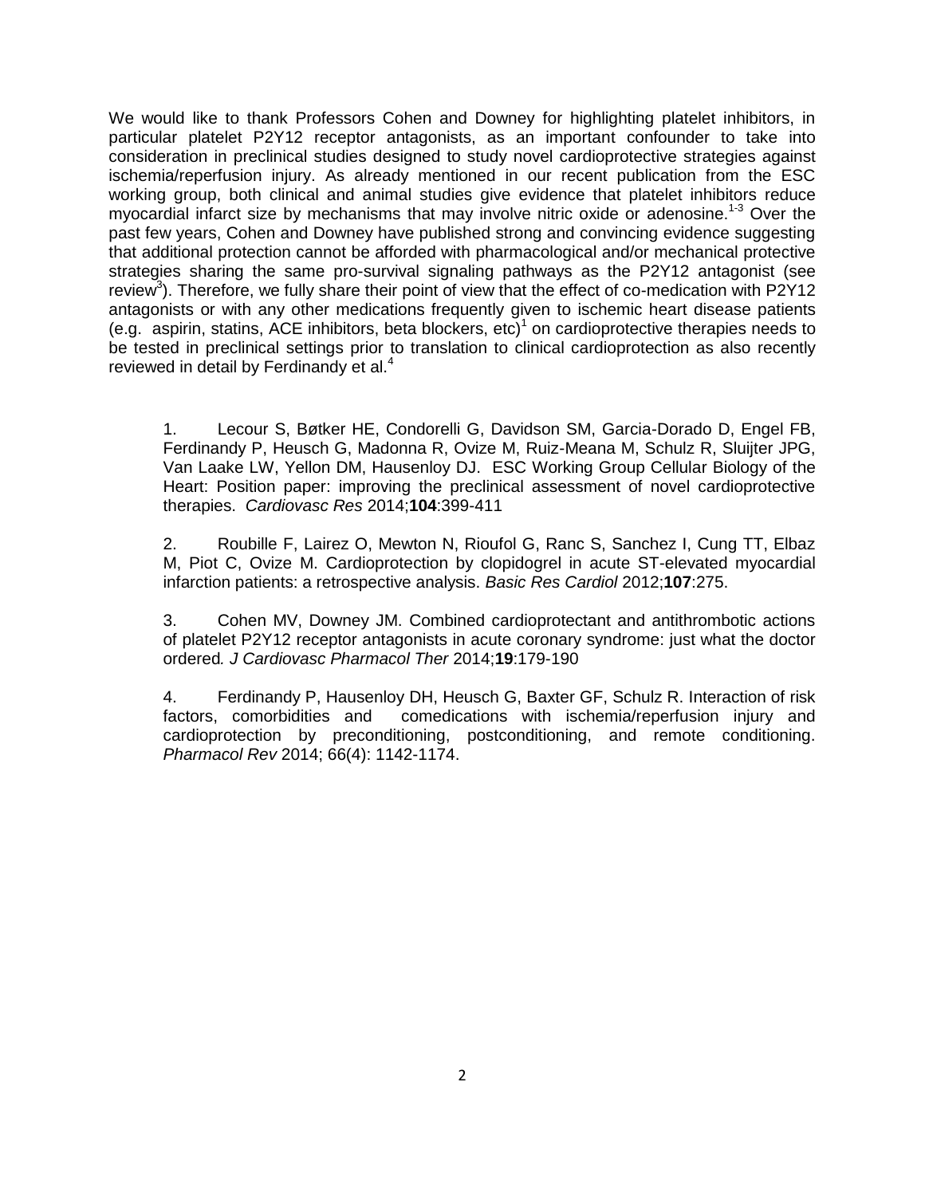We would like to thank Professors Cohen and Downey for highlighting platelet inhibitors, in particular platelet P2Y12 receptor antagonists, as an important confounder to take into consideration in preclinical studies designed to study novel cardioprotective strategies against ischemia/reperfusion injury. As already mentioned in our recent publication from the ESC working group, both clinical and animal studies give evidence that platelet inhibitors reduce myocardial infarct size by mechanisms that may involve nitric oxide or adenosine.[1-3] Over the past few years, Cohen and Downey have published strong and convincing evidence suggesting that additional protection cannot be afforded with pharmacological and/or mechanical protective strategies sharing the same pro-survival signaling pathways as the P2Y12 antagonist (see review[3]). Therefore, we fully share their point of view that the effect of co-medication with P2Y12 antagonists or with any other medications frequently given to ischemic heart disease patients (e.g. aspirin, statins, ACE inhibitors, beta blockers, etc)[1] on cardioprotective therapies needs to be tested in preclinical settings prior to translation to clinical cardioprotection as also recently reviewed in detail by Ferdinandy et al.[4]

1. Lecour S, Bøtker HE, Condorelli G, Davidson SM, Garcia-Dorado D, Engel FB, Ferdinandy P, Heusch G, Madonna R, Ovize M, Ruiz-Meana M, Schulz R, Sluijter JPG, Van Laake LW, Yellon DM, Hausenloy DJ. ESC Working Group Cellular Biology of the Heart: Position paper: improving the preclinical assessment of novel cardioprotective therapies. *Cardiovasc Res* 2014;**104**:399-411

2. Roubille F, Lairez O, Mewton N, Rioufol G, Ranc S, Sanchez I, Cung TT, Elbaz M, Piot C, Ovize M. Cardioprotection by clopidogrel in acute ST-elevated myocardial infarction patients: a retrospective analysis. *Basic Res Cardiol* 2012;**107**:275.

3. Cohen MV, Downey JM. Combined cardioprotectant and antithrombotic actions of platelet P2Y12 receptor antagonists in acute coronary syndrome: just what the doctor ordered*.* *J Cardiovasc Pharmacol Ther* 2014;**19**:179-190

4. Ferdinandy P, Hausenloy DH, Heusch G, Baxter GF, Schulz R. Interaction of risk factors, comorbidities and comedications with ischemia/reperfusion injury and cardioprotection by preconditioning, postconditioning, and remote conditioning. *Pharmacol Rev* 2014; 66(4): 1142-1174.